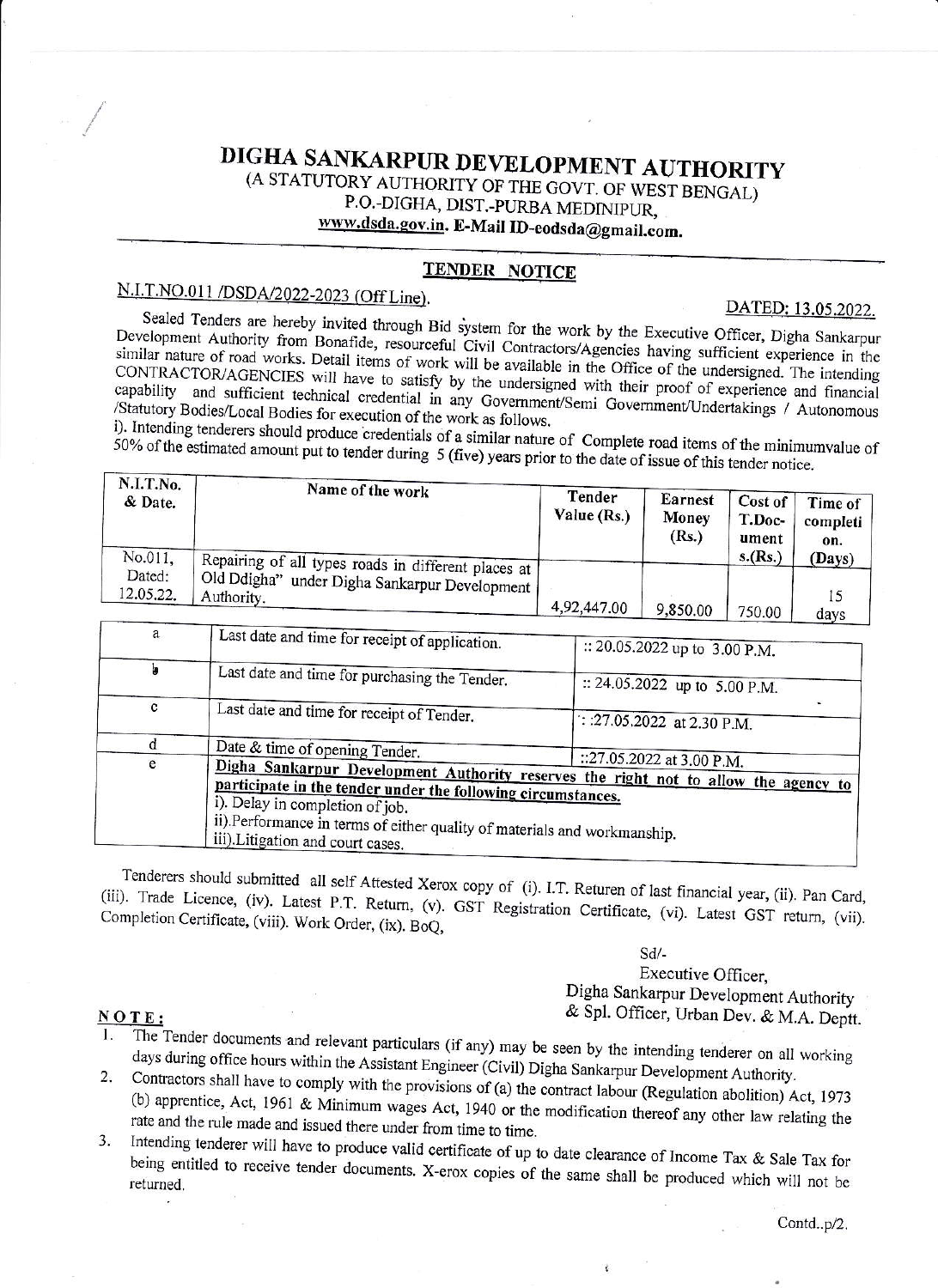# DIGHA SANKARPUR DEVELOPMENT AUTHORITY

(A STATUTORY AUTHORITY OF THE GOVT. OF WEST BENGAL)
P.O.-DIGHA, DIST.-PURBA MEDINIPUR,
**www.dsda.gov.in. E-Mail ID-eodsda@gmail.com.**

## TENDER NOTICE

**N.I.T.NO.011 /DSDA/2022-2023 (Off Line).** **DATED: 13.05.2022.**

Sealed Tenders are hereby invited through Bid system for the work by the Executive Officer, Digha Sankarpur Development Authority from Bonafide, resourceful Civil Contractors/Agencies having sufficient experience in the similar nature of road works. Detail items of work will be available in the Office of the undersigned. The intending CONTRACTOR/AGENCIES will have to satisfy by the undersigned with their proof of experience and financial capability and sufficient technical credential in any Government/Semi Government/Undertakings / Autonomous /Statutory Bodies/Local Bodies for execution of the work as follows.

i). Intending tenderers should produce credentials of a similar nature of Complete road items of the minimumvalue of 50% of the estimated amount put to tender during 5 (five) years prior to the date of issue of this tender notice.

| N.I.T.No. & Date. | Name of the work | Tender Value (Rs.) | Earnest Money (Rs.) | Cost of T.Documents.(Rs.) | Time of completion. (Days) |
|---|---|---|---|---|---|
| No.011, Dated: 12.05.22. | Repairing of all types roads in different places at Old Ddigha" under Digha Sankarpur Development Authority. | 4,92,447.00 | 9,850.00 | 750.00 | 15 days |

| | | |
|---|---|---|
| a | Last date and time for receipt of application. | :: 20.05.2022 up to 3.00 P.M. |
| b | Last date and time for purchasing the Tender. | :: 24.05.2022 up to 5.00 P.M. |
| c | Last date and time for receipt of Tender. | ::27.05.2022 at 2.30 P.M. |
| d | Date & time of opening Tender. | ::27.05.2022 at 3.00 P.M. |
| e | **Digha Sankarpur Development Authority reserves the right not to allow the agency to participate in the tender under the following circumstances.** i). Delay in completion of job. ii).Performance in terms of either quality of materials and workmanship. iii).Litigation and court cases. | |

Tenderers should submitted all self Attested Xerox copy of (i). I.T. Returen of last financial year, (ii). Pan Card, (iii). Trade Licence, (iv). Latest P.T. Return, (v). GST Registration Certificate, (vi). Latest GST return, (vii). Completion Certificate, (viii). Work Order, (ix). BoQ,

Sd/-
Executive Officer,
Digha Sankarpur Development Authority
& Spl. Officer, Urban Dev. & M.A. Deptt.

**NOTE:**

1. The Tender documents and relevant particulars (if any) may be seen by the intending tenderer on all working days during office hours within the Assistant Engineer (Civil) Digha Sankarpur Development Authority.
2. Contractors shall have to comply with the provisions of (a) the contract labour (Regulation abolition) Act, 1973 (b) apprentice, Act, 1961 & Minimum wages Act, 1940 or the modification thereof any other law relating the rate and the rule made and issued there under from time to time.
3. Intending tenderer will have to produce valid certificate of up to date clearance of Income Tax & Sale Tax for being entitled to receive tender documents. X-erox copies of the same shall be produced which will not be returned.

Contd..p/2.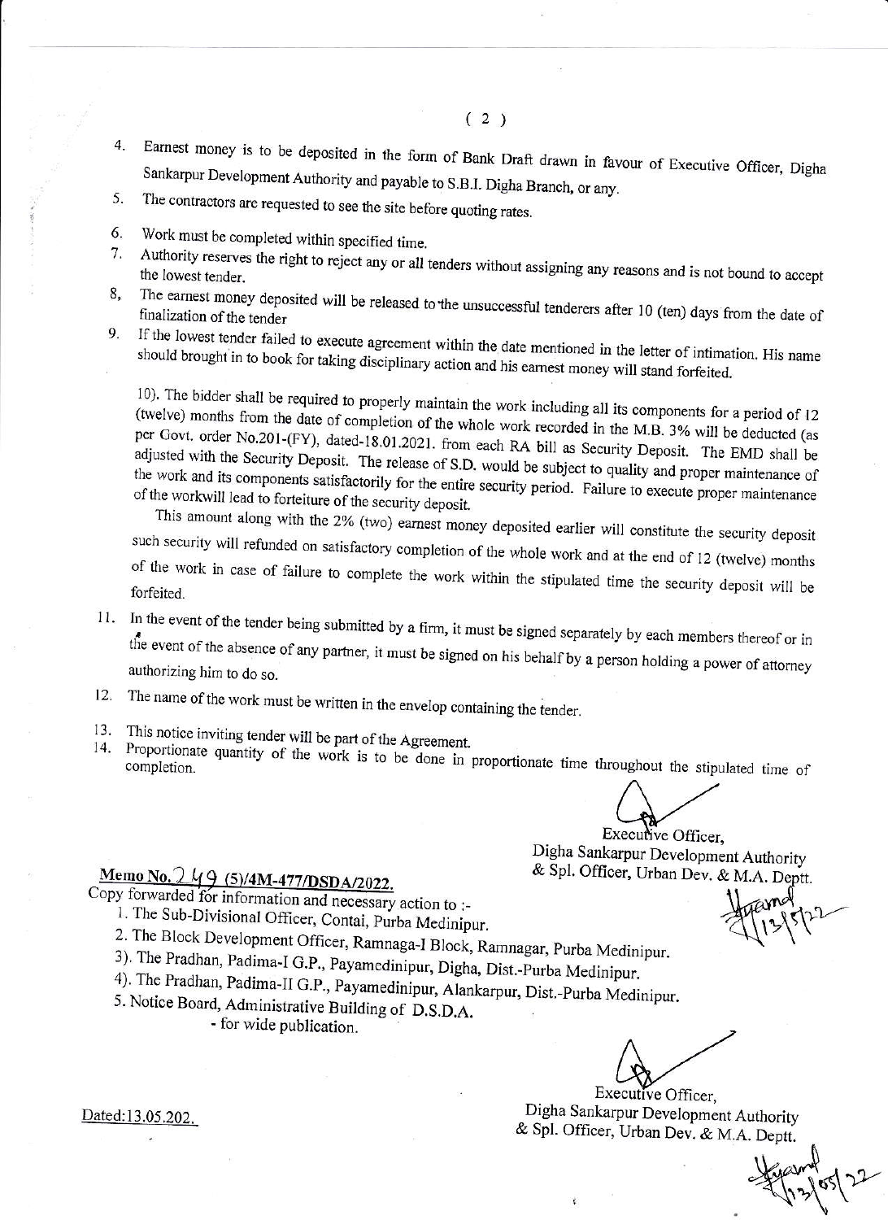4. Earnest money is to be deposited in the form of Bank Draft drawn in favour of Executive Officer, Digha Sankarpur Development Authority and payable to S.B.I. Digha Branch, or any.
5. The contractors are requested to see the site before quoting rates.
6. Work must be completed within specified time.
7. Authority reserves the right to reject any or all tenders without assigning any reasons and is not bound to accept the lowest tender.
8. The earnest money deposited will be released to the unsuccessful tenderers after 10 (ten) days from the date of finalization of the tender
9. If the lowest tender failed to execute agreement within the date mentioned in the letter of intimation. His name should brought in to book for taking disciplinary action and his earnest money will stand forfeited.

10). The bidder shall be required to properly maintain the work including all its components for a period of 12 (twelve) months from the date of completion of the whole work recorded in the M.B. 3% will be deducted (as per Govt. order No.201-(FY), dated-18.01.2021. from each RA bill as Security Deposit. The EMD shall be adjusted with the Security Deposit. The release of S.D. would be subject to quality and proper maintenance of the work and its components satisfactorily for the entire security period. Failure to execute proper maintenance of the workwill lead to forfeiture of the security deposit.

This amount along with the 2% (two) earnest money deposited earlier will constitute the security deposit such security will refunded on satisfactory completion of the whole work and at the end of 12 (twelve) months of the work in case of failure to complete the work within the stipulated time the security deposit will be forfeited.

11. In the event of the tender being submitted by a firm, it must be signed separately by each members thereof or in the event of the absence of any partner, it must be signed on his behalf by a person holding a power of attorney authorizing him to do so.
12. The name of the work must be written in the envelop containing the tender.
13. This notice inviting tender will be part of the Agreement.
14. Proportionate quantity of the work is to be done in proportionate time throughout the stipulated time of completion.

Executive Officer,
Digha Sankarpur Development Authority
& Spl. Officer, Urban Dev. & M.A. Deptt.

**Memo No. 249 (5)/4M-477/DSDA/2022.**

Copy forwarded for information and necessary action to :-

1. The Sub-Divisional Officer, Contai, Purba Medinipur.
2. The Block Development Officer, Ramnaga-I Block, Ramnagar, Purba Medinipur.
3. The Pradhan, Padima-I G.P., Payamedinipur, Digha, Dist.-Purba Medinipur.
4. The Pradhan, Padima-II G.P., Payamedinipur, Alankarpur, Dist.-Purba Medinipur.
5. Notice Board, Administrative Building of D.S.D.A.

- for wide publication.

Executive Officer,
Digha Sankarpur Development Authority
& Spl. Officer, Urban Dev. & M.A. Deptt.

Dated:13.05.202.